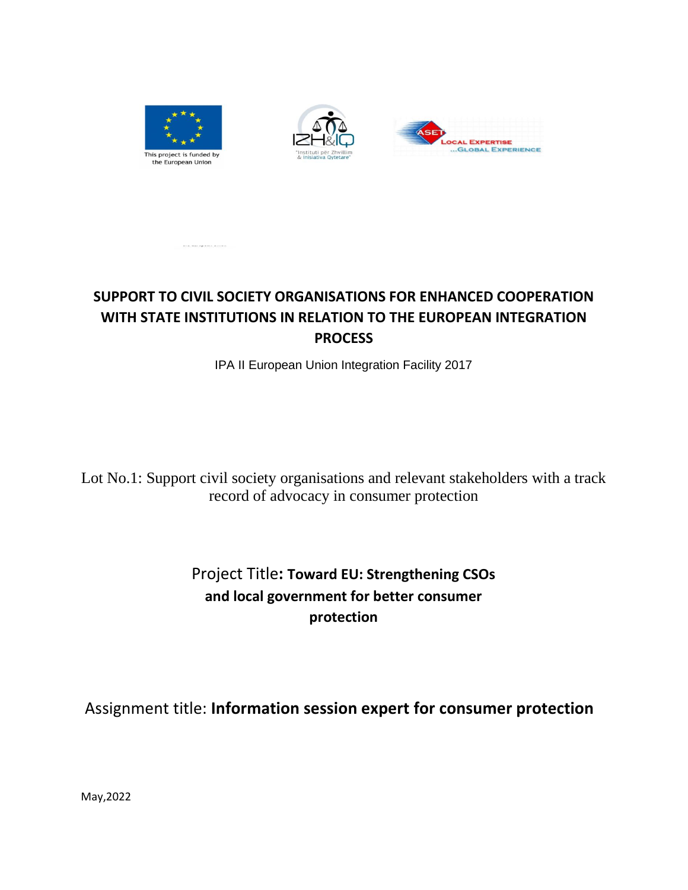This project is funded by the European Union

"Instituti për Zhvillim & Iniciativa Qytetare"

LOCAL EXPERTISE ...GLOBAL EXPERIENCE

# SUPPORT TO CIVIL SOCIETY ORGANISATIONS FOR ENHANCED COOPERATION WITH STATE INSTITUTIONS IN RELATION TO THE EUROPEAN INTEGRATION PROCESS

IPA II European Union Integration Facility 2017

Lot No.1: Support civil society organisations and relevant stakeholders with a track record of advocacy in consumer protection

Project Title**: Toward EU: Strengthening CSOs and local government for better consumer protection**

Assignment title: **Information session expert for consumer protection**

May,2022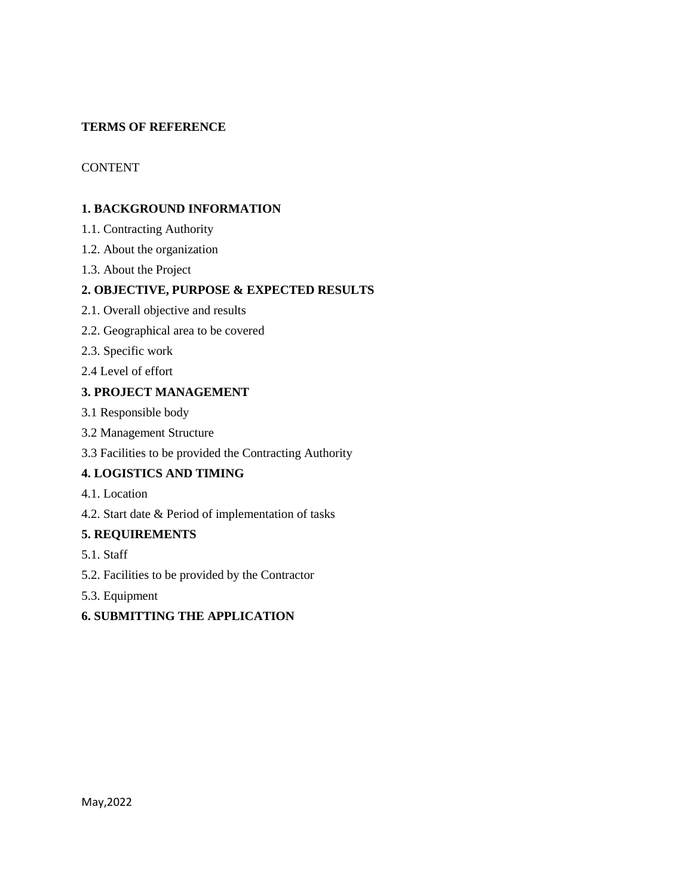**TERMS OF REFERENCE**

CONTENT

**1. BACKGROUND INFORMATION**

1.1. Contracting Authority

1.2. About the organization

1.3. About the Project

**2. OBJECTIVE, PURPOSE & EXPECTED RESULTS**

2.1. Overall objective and results

2.2. Geographical area to be covered

2.3. Specific work

2.4 Level of effort

**3. PROJECT MANAGEMENT**

3.1 Responsible body

3.2 Management Structure

3.3 Facilities to be provided the Contracting Authority

**4. LOGISTICS AND TIMING**

4.1. Location

4.2. Start date & Period of implementation of tasks

**5. REQUIREMENTS**

5.1. Staff

5.2. Facilities to be provided by the Contractor

5.3. Equipment

**6. SUBMITTING THE APPLICATION**

May,2022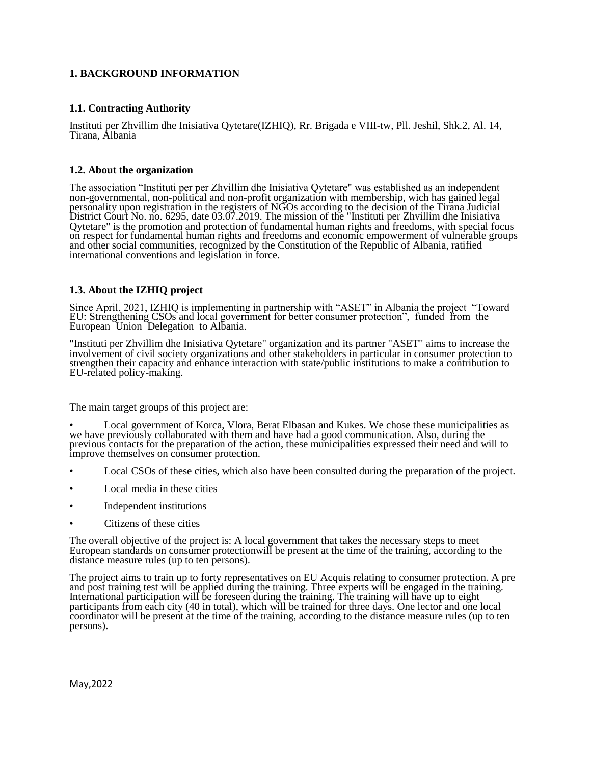## 1. BACKGROUND INFORMATION

### 1.1. Contracting Authority

Instituti per Zhvillim dhe Inisiativa Qytetare(IZHIQ), Rr. Brigada e VIII-tw, Pll. Jeshil, Shk.2, Al. 14, Tirana, Albania

### 1.2. About the organization

The association "Instituti per per Zhvillim dhe Inisiativa Qytetare" was established as an independent non-governmental, non-political and non-profit organization with membership, wich has gained legal personality upon registration in the registers of NGOs according to the decision of the Tirana Judicial District Court No. no. 6295, date 03.07.2019. The mission of the "Instituti per Zhvillim dhe Inisiativa Qytetare" is the promotion and protection of fundamental human rights and freedoms, with special focus on respect for fundamental human rights and freedoms and economic empowerment of vulnerable groups and other social communities, recognized by the Constitution of the Republic of Albania, ratified international conventions and legislation in force.

### 1.3. About the IZHIQ project

Since April, 2021, IZHIQ is implementing in partnership with "ASET" in Albania the project "Toward EU: Strengthening CSOs and local government for better consumer protection", funded from the European Union Delegation to Albania.

"Instituti per Zhvillim dhe Inisiativa Qytetare" organization and its partner "ASET" aims to increase the involvement of civil society organizations and other stakeholders in particular in consumer protection to strengthen their capacity and enhance interaction with state/public institutions to make a contribution to EU-related policy-making.

The main target groups of this project are:

- Local government of Korca, Vlora, Berat Elbasan and Kukes. We chose these municipalities as we have previously collaborated with them and have had a good communication. Also, during the previous contacts for the preparation of the action, these municipalities expressed their need and will to improve themselves on consumer protection.
- Local CSOs of these cities, which also have been consulted during the preparation of the project.
- Local media in these cities
- Independent institutions
- Citizens of these cities

The overall objective of the project is: A local government that takes the necessary steps to meet European standards on consumer protectionwill be present at the time of the training, according to the distance measure rules (up to ten persons).

The project aims to train up to forty representatives on EU Acquis relating to consumer protection. A pre and post training test will be applied during the training. Three experts will be engaged in the training. International participation will be foreseen during the training. The training will have up to eight participants from each city (40 in total), which will be trained for three days. One lector and one local coordinator will be present at the time of the training, according to the distance measure rules (up to ten persons).

May,2022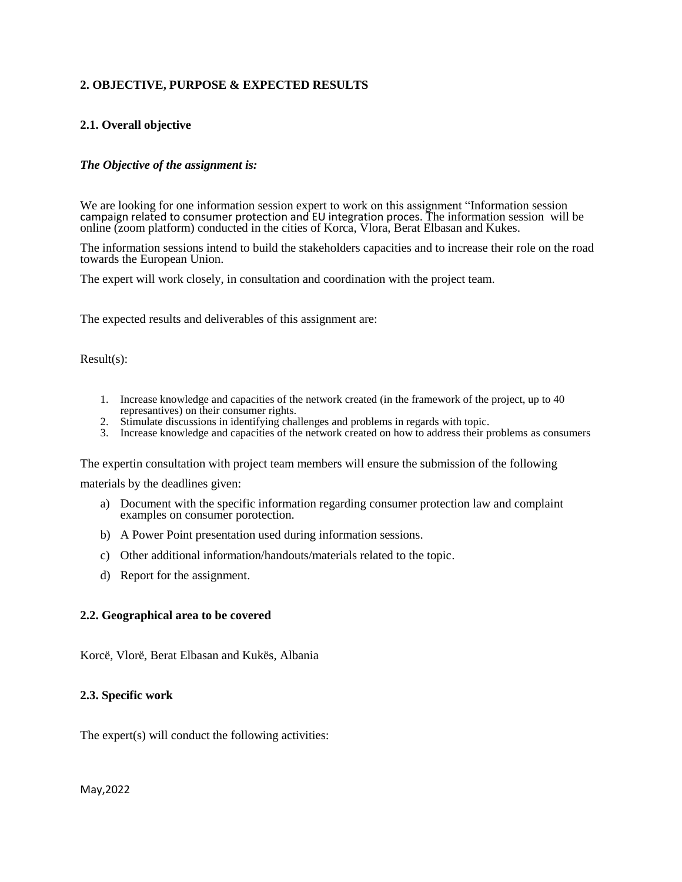## 2. OBJECTIVE, PURPOSE & EXPECTED RESULTS

### 2.1. Overall objective

***The Objective of the assignment is:***

We are looking for one information session expert to work on this assignment "Information session campaign related to consumer protection and EU integration proces. The information session will be online (zoom platform) conducted in the cities of Korca, Vlora, Berat Elbasan and Kukes.

The information sessions intend to build the stakeholders capacities and to increase their role on the road towards the European Union.

The expert will work closely, in consultation and coordination with the project team.

The expected results and deliverables of this assignment are:

Result(s):

1. Increase knowledge and capacities of the network created (in the framework of the project, up to 40 represantives) on their consumer rights.
2. Stimulate discussions in identifying challenges and problems in regards with topic.
3. Increase knowledge and capacities of the network created on how to address their problems as consumers

The expertin consultation with project team members will ensure the submission of the following materials by the deadlines given:

a) Document with the specific information regarding consumer protection law and complaint examples on consumer porotection.
b) A Power Point presentation used during information sessions.
c) Other additional information/handouts/materials related to the topic.
d) Report for the assignment.

### 2.2. Geographical area to be covered

Korcë, Vlorë, Berat Elbasan and Kukës, Albania

### 2.3. Specific work

The expert(s) will conduct the following activities: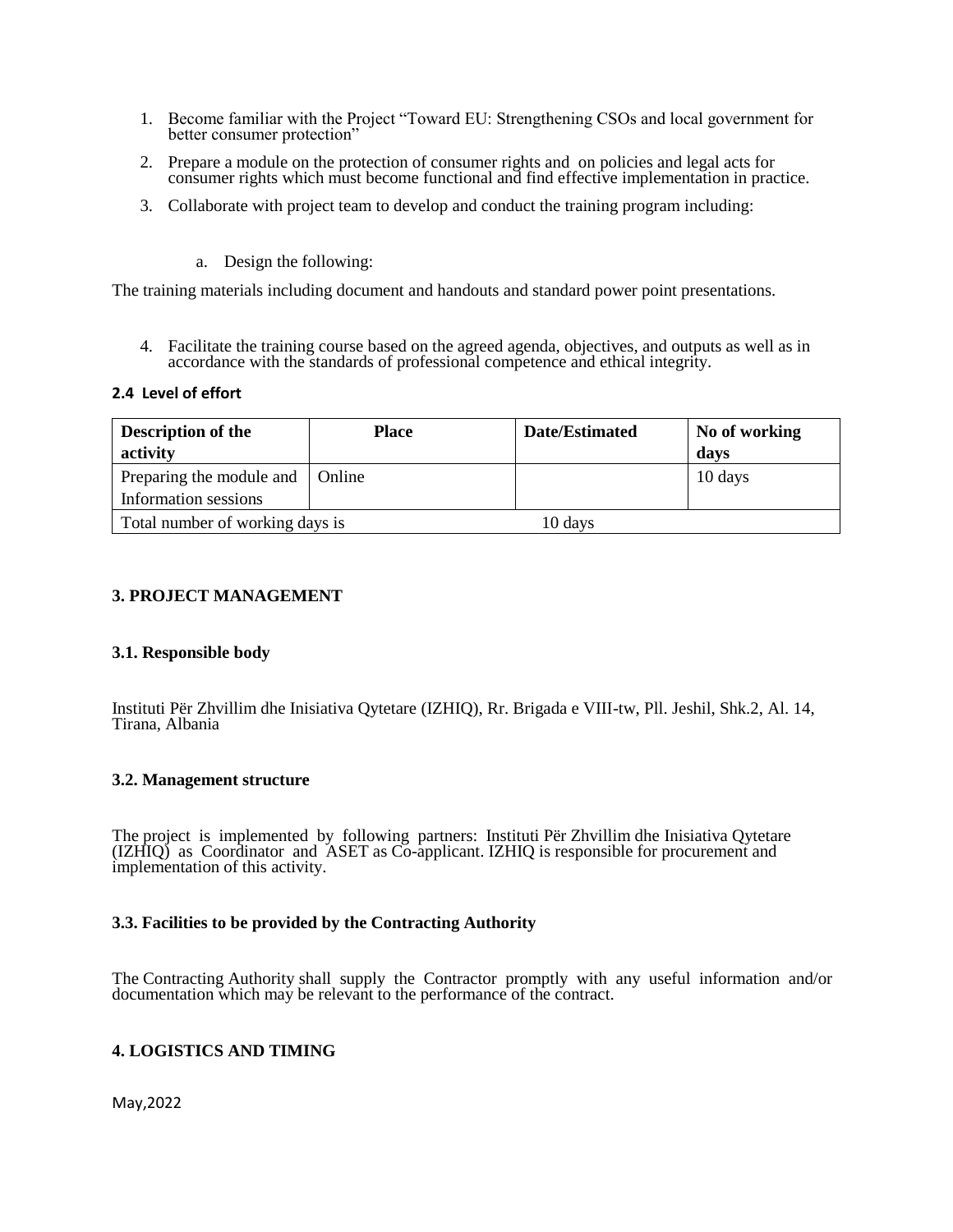1. Become familiar with the Project "Toward EU: Strengthening CSOs and local government for better consumer protection"
2. Prepare a module on the protection of consumer rights and on policies and legal acts for consumer rights which must become functional and find effective implementation in practice.
3. Collaborate with project team to develop and conduct the training program including:

    a. Design the following:

The training materials including document and handouts and standard power point presentations.

4. Facilitate the training course based on the agreed agenda, objectives, and outputs as well as in accordance with the standards of professional competence and ethical integrity.

#### 2.4 Level of effort

| Description of the activity | Place | Date/Estimated | No of working days |
|---|---|---|---|
| Preparing the module and Information sessions | Online | | 10 days |
| Total number of working days is | | 10 days | |

## 3. PROJECT MANAGEMENT

### 3.1. Responsible body

Instituti Për Zhvillim dhe Inisiativa Qytetare (IZHIQ), Rr. Brigada e VIII-tw, Pll. Jeshil, Shk.2, Al. 14, Tirana, Albania

### 3.2. Management structure

The project is implemented by following partners: Instituti Për Zhvillim dhe Inisiativa Qytetare (IZHIQ) as Coordinator and ASET as Co-applicant. IZHIQ is responsible for procurement and implementation of this activity.

### 3.3. Facilities to be provided by the Contracting Authority

The Contracting Authority shall supply the Contractor promptly with any useful information and/or documentation which may be relevant to the performance of the contract.

## 4. LOGISTICS AND TIMING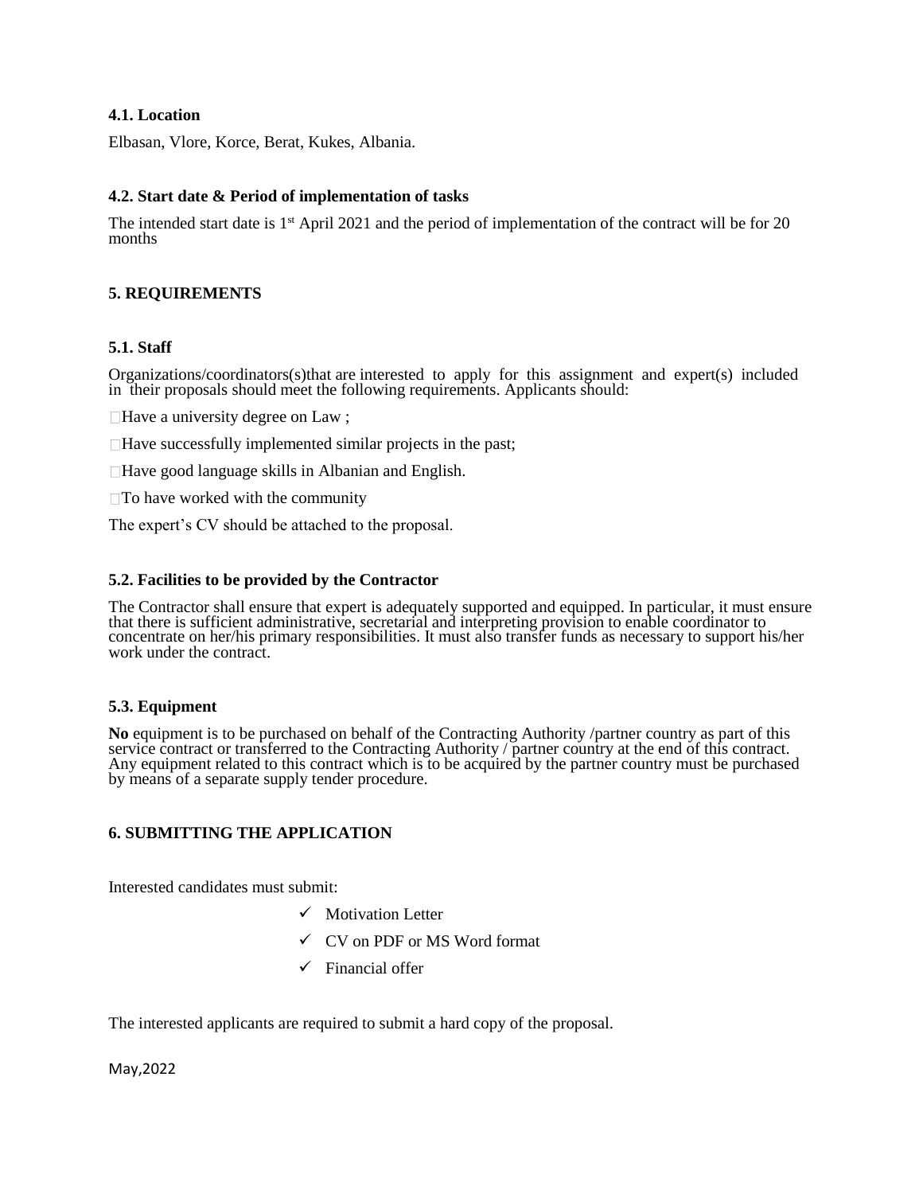### 4.1. Location

Elbasan, Vlore, Korce, Berat, Kukes, Albania.

### 4.2. Start date & Period of implementation of tasks

The intended start date is 1st April 2021 and the period of implementation of the contract will be for 20 months

## 5. REQUIREMENTS

### 5.1. Staff

Organizations/coordinators(s)that are interested to apply for this assignment and expert(s) included in their proposals should meet the following requirements. Applicants should:

- Have a university degree on Law ;
- Have successfully implemented similar projects in the past;
- Have good language skills in Albanian and English.
- To have worked with the community

The expert's CV should be attached to the proposal.

### 5.2. Facilities to be provided by the Contractor

The Contractor shall ensure that expert is adequately supported and equipped. In particular, it must ensure that there is sufficient administrative, secretarial and interpreting provision to enable coordinator to concentrate on her/his primary responsibilities. It must also transfer funds as necessary to support his/her work under the contract.

### 5.3. Equipment

**No** equipment is to be purchased on behalf of the Contracting Authority /partner country as part of this service contract or transferred to the Contracting Authority / partner country at the end of this contract. Any equipment related to this contract which is to be acquired by the partner country must be purchased by means of a separate supply tender procedure.

## 6. SUBMITTING THE APPLICATION

Interested candidates must submit:

- ✓ Motivation Letter
- ✓ CV on PDF or MS Word format
- ✓ Financial offer

The interested applicants are required to submit a hard copy of the proposal.

May,2022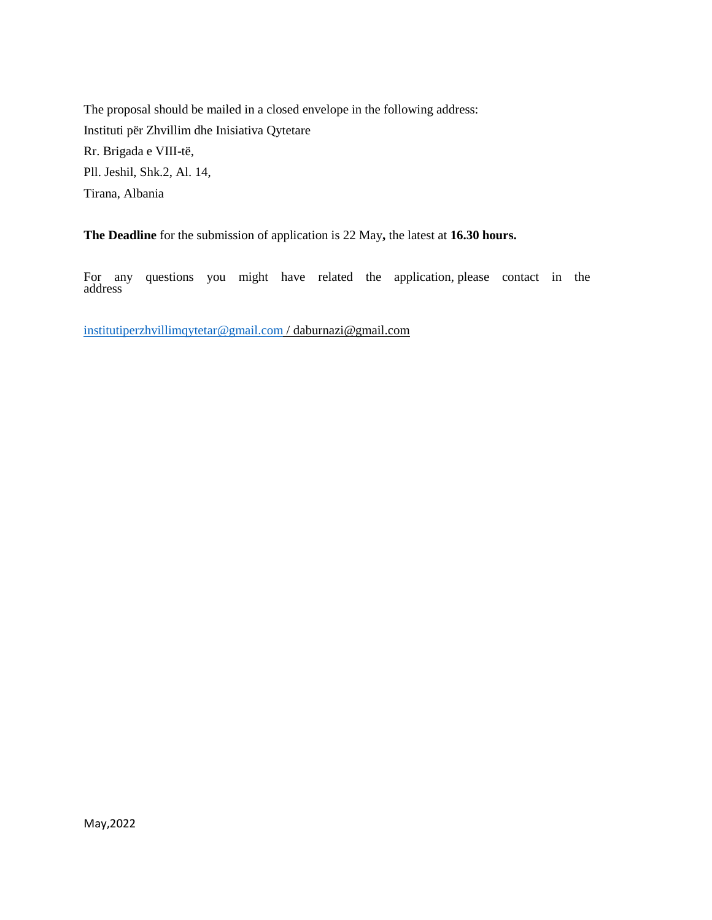The proposal should be mailed in a closed envelope in the following address:

Instituti për Zhvillim dhe Inisiativa Qytetare

Rr. Brigada e VIII-të,

Pll. Jeshil, Shk.2, Al. 14,

Tirana, Albania

**The Deadline** for the submission of application is 22 May**,** the latest at **16.30 hours.**

For any questions you might have related the application, please contact in the address

institutiperzhvillimqytetar@gmail.com / daburnazi@gmail.com

May,2022